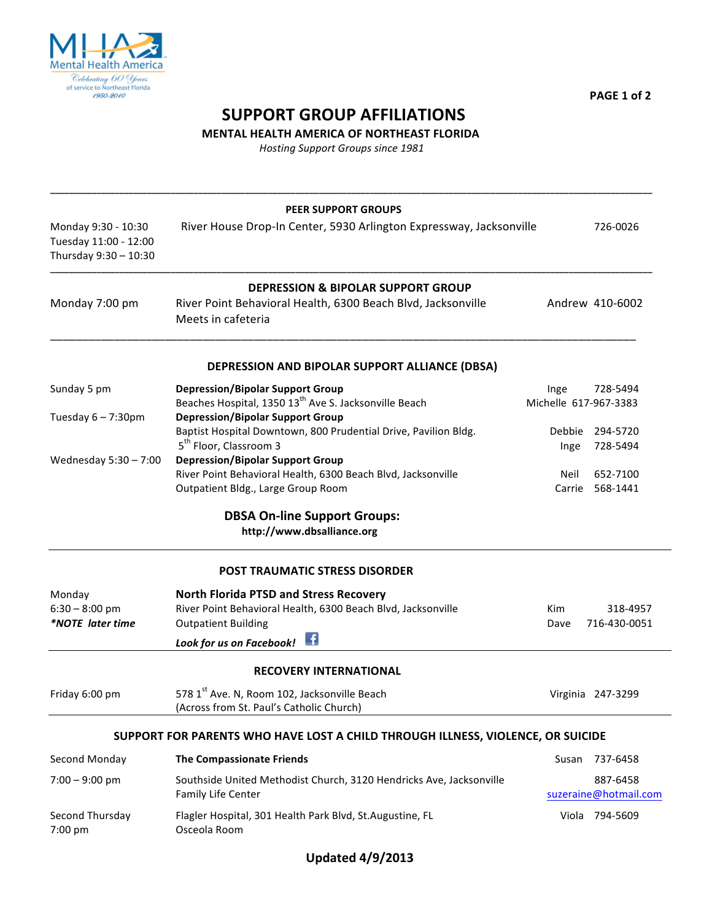# SUPPORT GROUP AFFILIATIONS

**MENTAL HEALTH AMERICA OF NORTHEAST FLORIDA**

*Hosting Support Groups since 1981*

---

## PEER SUPPORT GROUPS

| | | |
|---|---|---|
| Monday 9:30 - 10:30<br>Tuesday 11:00 - 12:00<br>Thursday 9:30 – 10:30 | River House Drop-In Center, 5930 Arlington Expressway, Jacksonville | 726-0026 |

---

## DEPRESSION & BIPOLAR SUPPORT GROUP

| | | |
|---|---|---|
| Monday 7:00 pm | River Point Behavioral Health, 6300 Beach Blvd, Jacksonville<br>Meets in cafeteria | Andrew 410-6002 |

---

## DEPRESSION AND BIPOLAR SUPPORT ALLIANCE (DBSA)

| | | |
|---|---|---|
| Sunday 5 pm | **Depression/Bipolar Support Group**<br>Beaches Hospital, 1350 13th Ave S. Jacksonville Beach | Inge 728-5494<br>Michelle 617-967-3383 |
| Tuesday 6 – 7:30pm | **Depression/Bipolar Support Group**<br>Baptist Hospital Downtown, 800 Prudential Drive, Pavilion Bldg. 5th Floor, Classroom 3 | Debbie 294-5720<br>Inge 728-5494 |
| Wednesday 5:30 – 7:00 | **Depression/Bipolar Support Group**<br>River Point Behavioral Health, 6300 Beach Blvd, Jacksonville<br>Outpatient Bldg., Large Group Room | Neil 652-7100<br>Carrie 568-1441 |

### DBSA On-line Support Groups:

**http://www.dbsalliance.org**

---

## POST TRAUMATIC STRESS DISORDER

| | | |
|---|---|---|
| Monday<br>6:30 – 8:00 pm<br>***NOTE later time** | **North Florida PTSD and Stress Recovery**<br>River Point Behavioral Health, 6300 Beach Blvd, Jacksonville<br>Outpatient Building<br>***Look for us on Facebook!*** | Kim 318-4957<br>Dave 716-430-0051 |

---

## RECOVERY INTERNATIONAL

| | | |
|---|---|---|
| Friday 6:00 pm | 578 1st Ave. N, Room 102, Jacksonville Beach<br>(Across from St. Paul's Catholic Church) | Virginia 247-3299 |

---

## SUPPORT FOR PARENTS WHO HAVE LOST A CHILD THROUGH ILLNESS, VIOLENCE, OR SUICIDE

| | | |
|---|---|---|
| Second Monday<br>7:00 – 9:00 pm | **The Compassionate Friends**<br>Southside United Methodist Church, 3120 Hendricks Ave, Jacksonville<br>Family Life Center | Susan 737-6458<br>887-6458<br>suzeraine@hotmail.com |
| Second Thursday<br>7:00 pm | Flagler Hospital, 301 Health Park Blvd, St.Augustine, FL<br>Osceola Room | Viola 794-5609 |

**Updated 4/9/2013**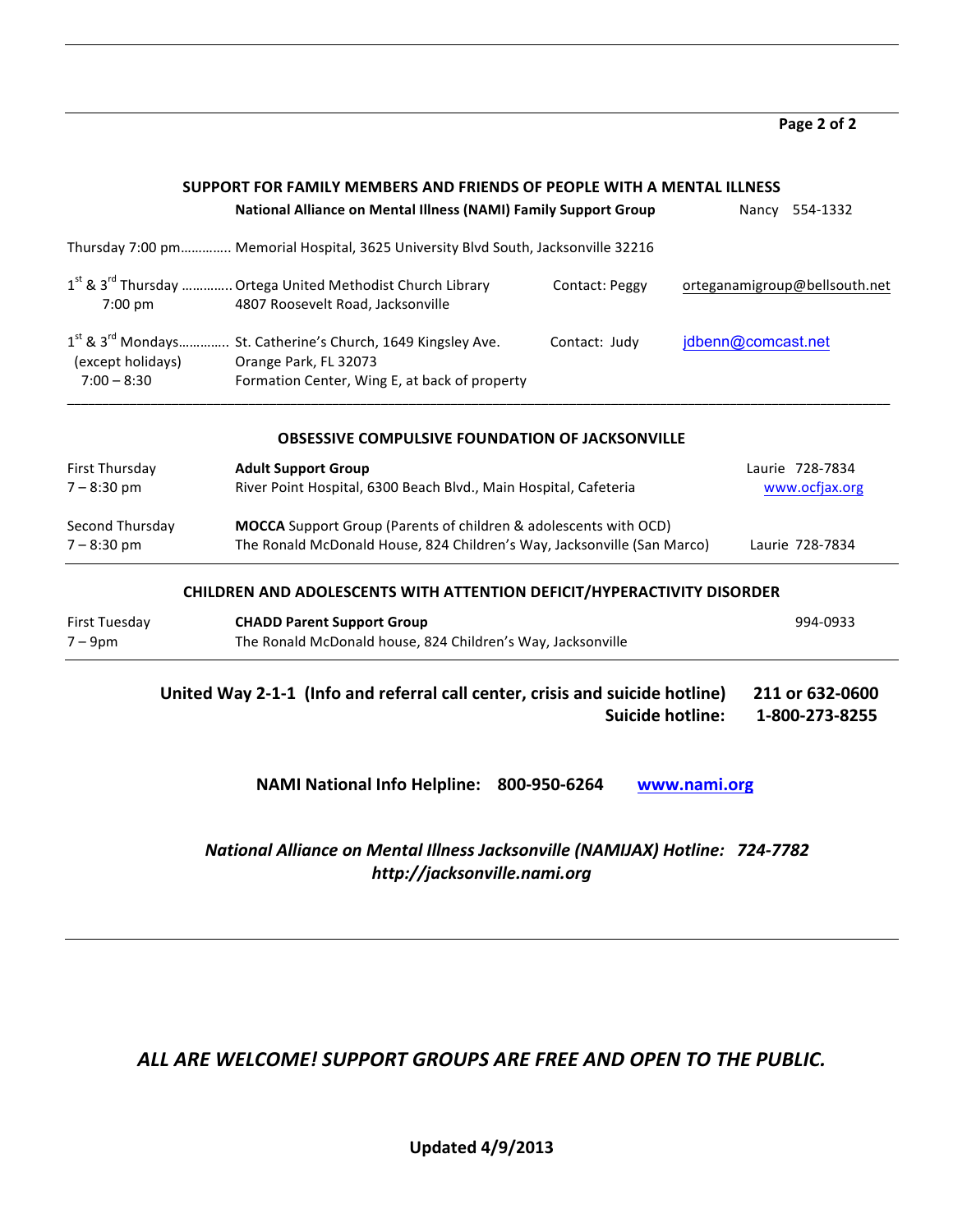## SUPPORT FOR FAMILY MEMBERS AND FRIENDS OF PEOPLE WITH A MENTAL ILLNESS

**National Alliance on Mental Illness (NAMI) Family Support Group** Nancy 554-1332

Thursday 7:00 pm………….. Memorial Hospital, 3625 University Blvd South, Jacksonville 32216

1st & 3rd Thursday 7:00 pm ………….. Ortega United Methodist Church Library, 4807 Roosevelt Road, Jacksonville — Contact: Peggy — orteganamigroup@bellsouth.net

1st & 3rd Mondays (except holidays) 7:00 – 8:30 ………….. St. Catherine's Church, 1649 Kingsley Ave. Orange Park, FL 32073, Formation Center, Wing E, at back of property — Contact: Judy — jdbenn@comcast.net

## OBSESSIVE COMPULSIVE FOUNDATION OF JACKSONVILLE

| | | |
|---|---|---|
| First Thursday<br>7 – 8:30 pm | **Adult Support Group**<br>River Point Hospital, 6300 Beach Blvd., Main Hospital, Cafeteria | Laurie 728-7834<br>www.ocfjax.org |
| Second Thursday<br>7 – 8:30 pm | **MOCCA** Support Group (Parents of children & adolescents with OCD)<br>The Ronald McDonald House, 824 Children's Way, Jacksonville (San Marco) | Laurie 728-7834 |

## CHILDREN AND ADOLESCENTS WITH ATTENTION DEFICIT/HYPERACTIVITY DISORDER

| | | |
|---|---|---|
| First Tuesday<br>7 – 9pm | **CHADD Parent Support Group**<br>The Ronald McDonald house, 824 Children's Way, Jacksonville | 994-0933 |

**United Way 2-1-1 (Info and referral call center, crisis and suicide hotline) 211 or 632-0600**

**Suicide hotline: 1-800-273-8255**

**NAMI National Info Helpline: 800-950-6264 www.nami.org**

***National Alliance on Mental Illness Jacksonville (NAMIJAX) Hotline: 724-7782***
***http://jacksonville.nami.org***

***ALL ARE WELCOME! SUPPORT GROUPS ARE FREE AND OPEN TO THE PUBLIC.***

**Updated 4/9/2013**